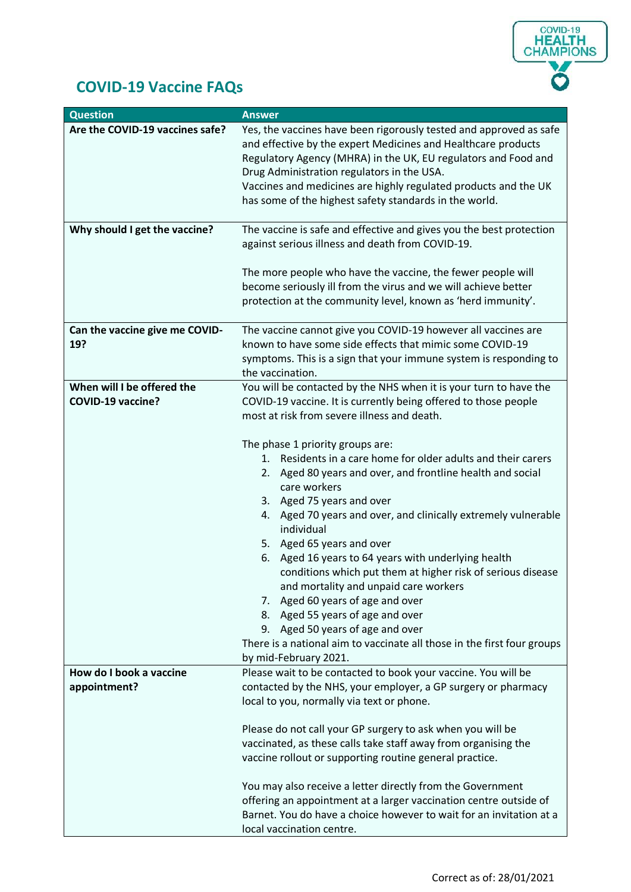# COVID-19 Vaccine FAQs

| Question | Answer |
|---|---|
| **Are the COVID-19 vaccines safe?** | Yes, the vaccines have been rigorously tested and approved as safe and effective by the expert Medicines and Healthcare products Regulatory Agency (MHRA) in the UK, EU regulators and Food and Drug Administration regulators in the USA.<br>Vaccines and medicines are highly regulated products and the UK has some of the highest safety standards in the world. |
| **Why should I get the vaccine?** | The vaccine is safe and effective and gives you the best protection against serious illness and death from COVID-19.<br><br>The more people who have the vaccine, the fewer people will become seriously ill from the virus and we will achieve better protection at the community level, known as 'herd immunity'. |
| **Can the vaccine give me COVID-19?** | The vaccine cannot give you COVID-19 however all vaccines are known to have some side effects that mimic some COVID-19 symptoms. This is a sign that your immune system is responding to the vaccination. |
| **When will I be offered the COVID-19 vaccine?** | You will be contacted by the NHS when it is your turn to have the COVID-19 vaccine. It is currently being offered to those people most at risk from severe illness and death.<br><br>The phase 1 priority groups are:<br>1. Residents in a care home for older adults and their carers<br>2. Aged 80 years and over, and frontline health and social care workers<br>3. Aged 75 years and over<br>4. Aged 70 years and over, and clinically extremely vulnerable individual<br>5. Aged 65 years and over<br>6. Aged 16 years to 64 years with underlying health conditions which put them at higher risk of serious disease and mortality and unpaid care workers<br>7. Aged 60 years of age and over<br>8. Aged 55 years of age and over<br>9. Aged 50 years of age and over<br><br>There is a national aim to vaccinate all those in the first four groups by mid-February 2021. |
| **How do I book a vaccine appointment?** | Please wait to be contacted to book your vaccine. You will be contacted by the NHS, your employer, a GP surgery or pharmacy local to you, normally via text or phone.<br><br>Please do not call your GP surgery to ask when you will be vaccinated, as these calls take staff away from organising the vaccine rollout or supporting routine general practice.<br><br>You may also receive a letter directly from the Government offering an appointment at a larger vaccination centre outside of Barnet. You do have a choice however to wait for an invitation at a local vaccination centre. |

Correct as of: 28/01/2021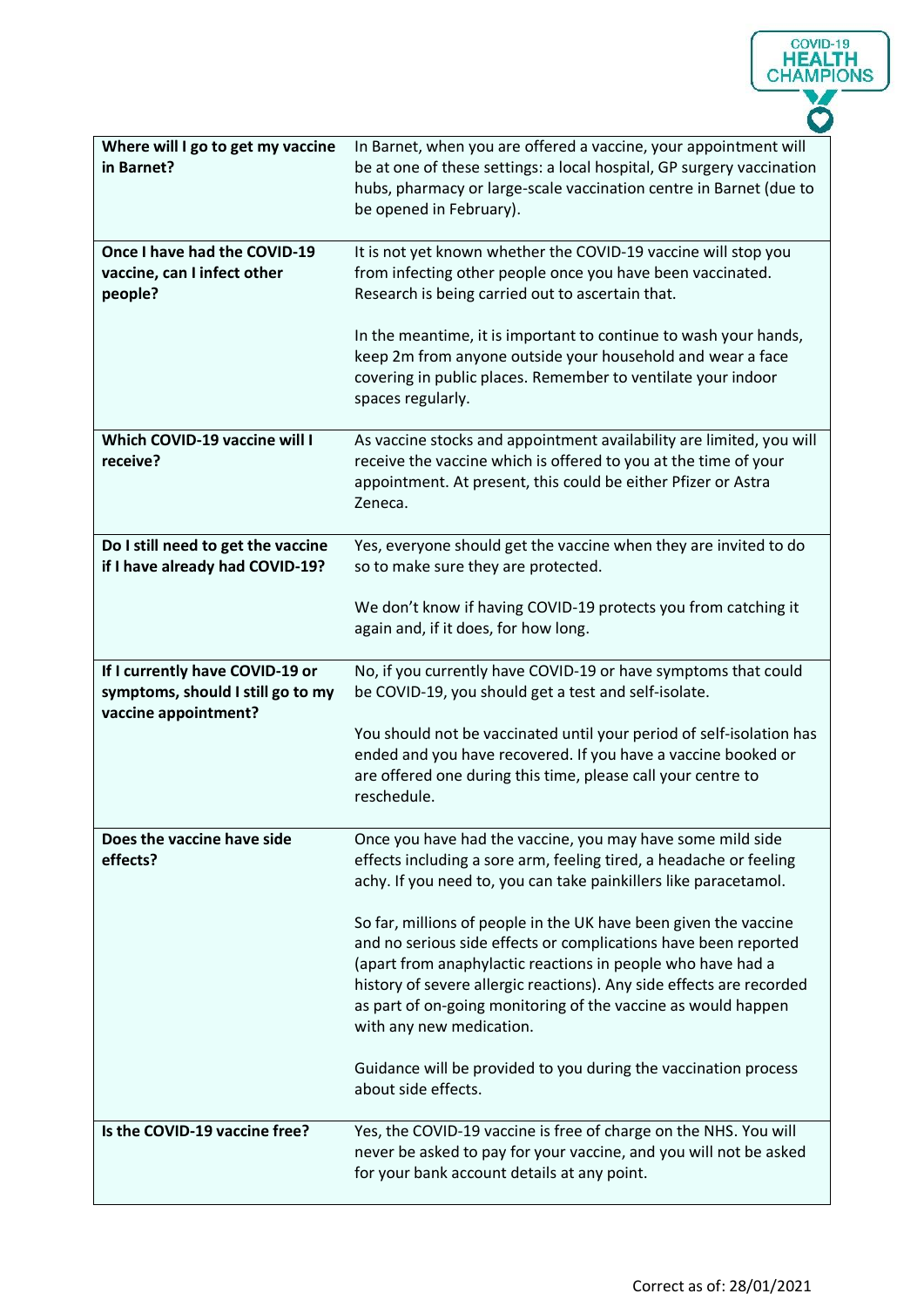| **Where will I go to get my vaccine in Barnet?** | In Barnet, when you are offered a vaccine, your appointment will be at one of these settings: a local hospital, GP surgery vaccination hubs, pharmacy or large-scale vaccination centre in Barnet (due to be opened in February). |
|---|---|
| **Once I have had the COVID-19 vaccine, can I infect other people?** | It is not yet known whether the COVID-19 vaccine will stop you from infecting other people once you have been vaccinated. Research is being carried out to ascertain that.<br><br>In the meantime, it is important to continue to wash your hands, keep 2m from anyone outside your household and wear a face covering in public places. Remember to ventilate your indoor spaces regularly. |
| **Which COVID-19 vaccine will I receive?** | As vaccine stocks and appointment availability are limited, you will receive the vaccine which is offered to you at the time of your appointment. At present, this could be either Pfizer or Astra Zeneca. |
| **Do I still need to get the vaccine if I have already had COVID-19?** | Yes, everyone should get the vaccine when they are invited to do so to make sure they are protected.<br><br>We don't know if having COVID-19 protects you from catching it again and, if it does, for how long. |
| **If I currently have COVID-19 or symptoms, should I still go to my vaccine appointment?** | No, if you currently have COVID-19 or have symptoms that could be COVID-19, you should get a test and self-isolate.<br><br>You should not be vaccinated until your period of self-isolation has ended and you have recovered. If you have a vaccine booked or are offered one during this time, please call your centre to reschedule. |
| **Does the vaccine have side effects?** | Once you have had the vaccine, you may have some mild side effects including a sore arm, feeling tired, a headache or feeling achy. If you need to, you can take painkillers like paracetamol.<br><br>So far, millions of people in the UK have been given the vaccine and no serious side effects or complications have been reported (apart from anaphylactic reactions in people who have had a history of severe allergic reactions). Any side effects are recorded as part of on-going monitoring of the vaccine as would happen with any new medication.<br><br>Guidance will be provided to you during the vaccination process about side effects. |
| **Is the COVID-19 vaccine free?** | Yes, the COVID-19 vaccine is free of charge on the NHS. You will never be asked to pay for your vaccine, and you will not be asked for your bank account details at any point. |

Correct as of: 28/01/2021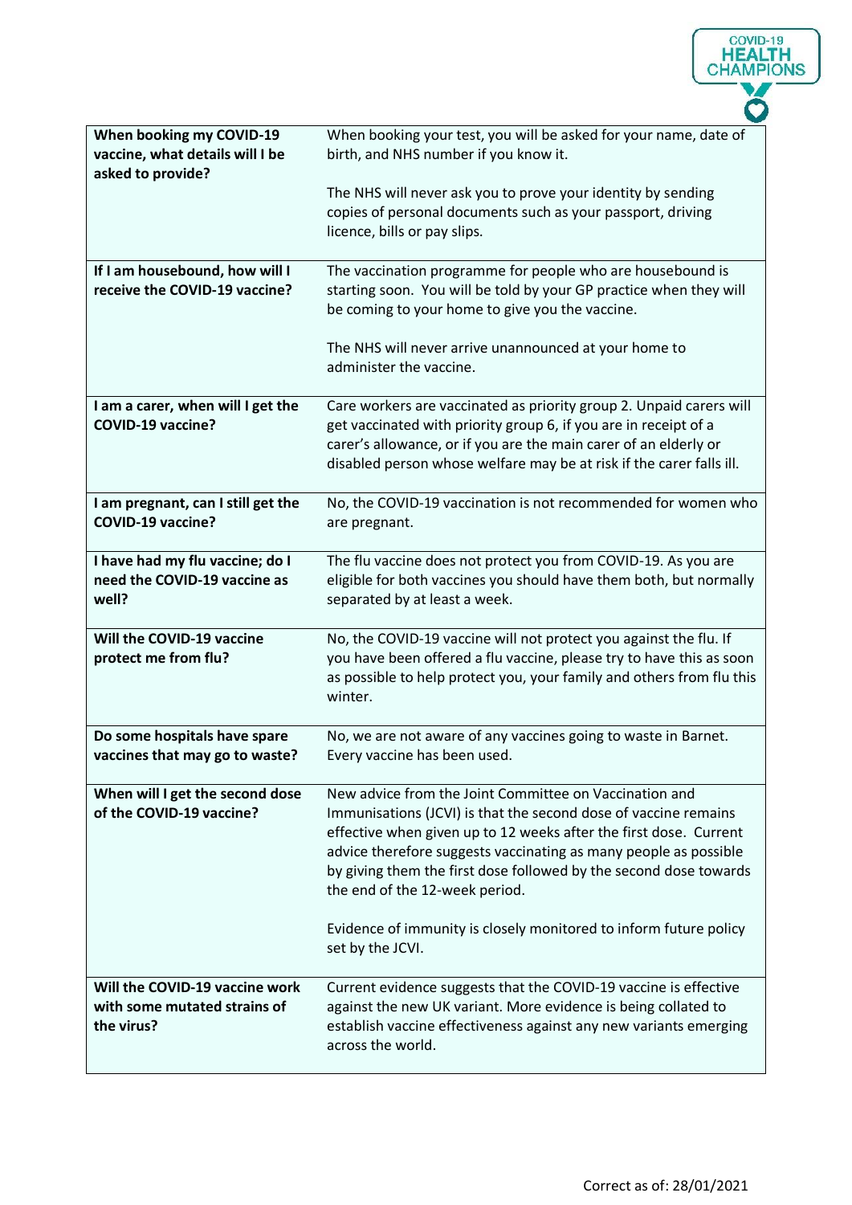| | |
|---|---|
| **When booking my COVID-19 vaccine, what details will I be asked to provide?** | When booking your test, you will be asked for your name, date of birth, and NHS number if you know it.<br><br>The NHS will never ask you to prove your identity by sending copies of personal documents such as your passport, driving licence, bills or pay slips. |
| **If I am housebound, how will I receive the COVID-19 vaccine?** | The vaccination programme for people who are housebound is starting soon. You will be told by your GP practice when they will be coming to your home to give you the vaccine.<br><br>The NHS will never arrive unannounced at your home to administer the vaccine. |
| **I am a carer, when will I get the COVID-19 vaccine?** | Care workers are vaccinated as priority group 2. Unpaid carers will get vaccinated with priority group 6, if you are in receipt of a carer's allowance, or if you are the main carer of an elderly or disabled person whose welfare may be at risk if the carer falls ill. |
| **I am pregnant, can I still get the COVID-19 vaccine?** | No, the COVID-19 vaccination is not recommended for women who are pregnant. |
| **I have had my flu vaccine; do I need the COVID-19 vaccine as well?** | The flu vaccine does not protect you from COVID-19. As you are eligible for both vaccines you should have them both, but normally separated by at least a week. |
| **Will the COVID-19 vaccine protect me from flu?** | No, the COVID-19 vaccine will not protect you against the flu. If you have been offered a flu vaccine, please try to have this as soon as possible to help protect you, your family and others from flu this winter. |
| **Do some hospitals have spare vaccines that may go to waste?** | No, we are not aware of any vaccines going to waste in Barnet. Every vaccine has been used. |
| **When will I get the second dose of the COVID-19 vaccine?** | New advice from the Joint Committee on Vaccination and Immunisations (JCVI) is that the second dose of vaccine remains effective when given up to 12 weeks after the first dose. Current advice therefore suggests vaccinating as many people as possible by giving them the first dose followed by the second dose towards the end of the 12-week period.<br><br>Evidence of immunity is closely monitored to inform future policy set by the JCVI. |
| **Will the COVID-19 vaccine work with some mutated strains of the virus?** | Current evidence suggests that the COVID-19 vaccine is effective against the new UK variant. More evidence is being collated to establish vaccine effectiveness against any new variants emerging across the world. |

Correct as of: 28/01/2021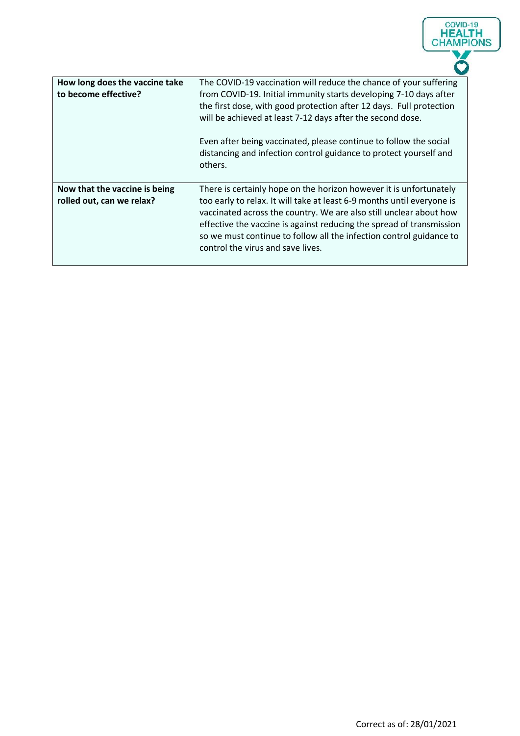| | |
|---|---|
| **How long does the vaccine take to become effective?** | The COVID-19 vaccination will reduce the chance of your suffering from COVID-19. Initial immunity starts developing 7-10 days after the first dose, with good protection after 12 days. Full protection will be achieved at least 7-12 days after the second dose.<br><br>Even after being vaccinated, please continue to follow the social distancing and infection control guidance to protect yourself and others. |
| **Now that the vaccine is being rolled out, can we relax?** | There is certainly hope on the horizon however it is unfortunately too early to relax. It will take at least 6-9 months until everyone is vaccinated across the country. We are also still unclear about how effective the vaccine is against reducing the spread of transmission so we must continue to follow all the infection control guidance to control the virus and save lives. |

Correct as of: 28/01/2021